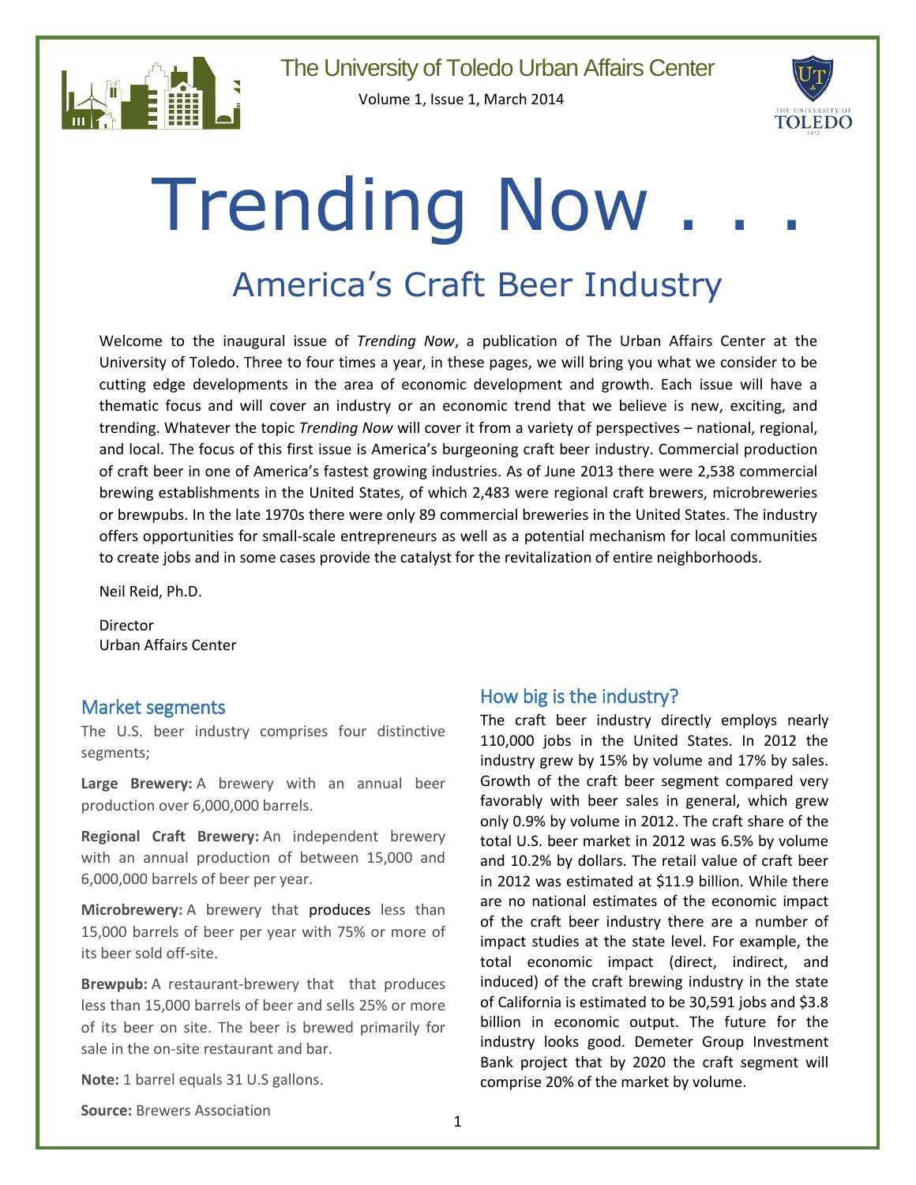The University of Toledo Urban Affairs Center

Volume 1, Issue 1, March 2014

# Trending Now . . .

## America's Craft Beer Industry

Welcome to the inaugural issue of *Trending Now*, a publication of The Urban Affairs Center at the University of Toledo. Three to four times a year, in these pages, we will bring you what we consider to be cutting edge developments in the area of economic development and growth. Each issue will have a thematic focus and will cover an industry or an economic trend that we believe is new, exciting, and trending. Whatever the topic *Trending Now* will cover it from a variety of perspectives – national, regional, and local. The focus of this first issue is America's burgeoning craft beer industry. Commercial production of craft beer in one of America's fastest growing industries. As of June 2013 there were 2,538 commercial brewing establishments in the United States, of which 2,483 were regional craft brewers, microbreweries or brewpubs. In the late 1970s there were only 89 commercial breweries in the United States. The industry offers opportunities for small-scale entrepreneurs as well as a potential mechanism for local communities to create jobs and in some cases provide the catalyst for the revitalization of entire neighborhoods.

Neil Reid, Ph.D.

Director
Urban Affairs Center

### Market segments

The U.S. beer industry comprises four distinctive segments;

**Large Brewery:** A brewery with an annual beer production over 6,000,000 barrels.

**Regional Craft Brewery:** An independent brewery with an annual production of between 15,000 and 6,000,000 barrels of beer per year.

**Microbrewery:** A brewery that produces less than 15,000 barrels of beer per year with 75% or more of its beer sold off-site.

**Brewpub:** A restaurant-brewery that that produces less than 15,000 barrels of beer and sells 25% or more of its beer on site. The beer is brewed primarily for sale in the on-site restaurant and bar.

**Note:** 1 barrel equals 31 U.S gallons.

**Source:** Brewers Association

### How big is the industry?

The craft beer industry directly employs nearly 110,000 jobs in the United States. In 2012 the industry grew by 15% by volume and 17% by sales. Growth of the craft beer segment compared very favorably with beer sales in general, which grew only 0.9% by volume in 2012. The craft share of the total U.S. beer market in 2012 was 6.5% by volume and 10.2% by dollars. The retail value of craft beer in 2012 was estimated at $11.9 billion. While there are no national estimates of the economic impact of the craft beer industry there are a number of impact studies at the state level. For example, the total economic impact (direct, indirect, and induced) of the craft brewing industry in the state of California is estimated to be 30,591 jobs and $3.8 billion in economic output. The future for the industry looks good. Demeter Group Investment Bank project that by 2020 the craft segment will comprise 20% of the market by volume.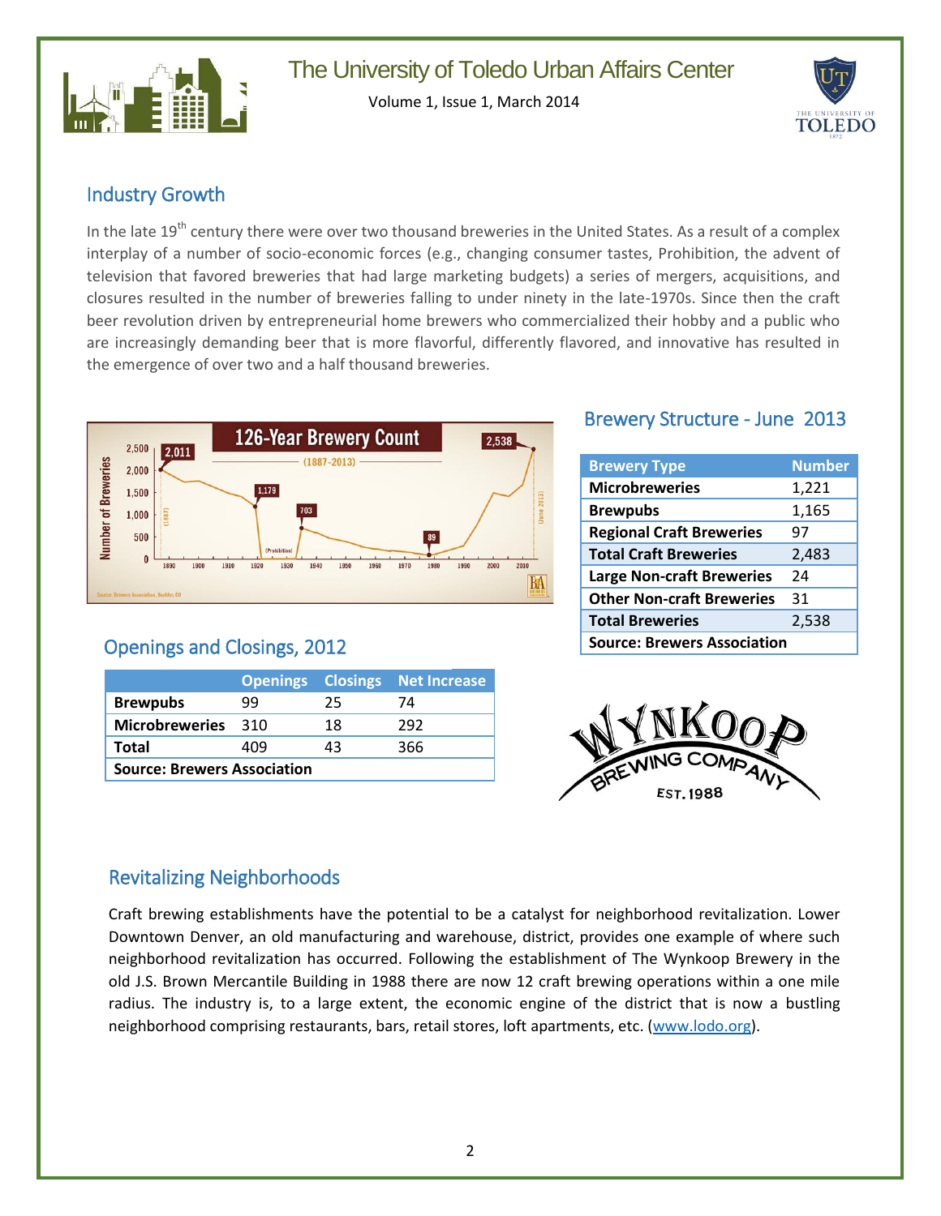## Industry Growth

In the late 19th century there were over two thousand breweries in the United States. As a result of a complex interplay of a number of socio-economic forces (e.g., changing consumer tastes, Prohibition, the advent of television that favored breweries that had large marketing budgets) a series of mergers, acquisitions, and closures resulted in the number of breweries falling to under ninety in the late-1970s. Since then the craft beer revolution driven by entrepreneurial home brewers who commercialized their hobby and a public who are increasingly demanding beer that is more flavorful, differently flavored, and innovative has resulted in the emergence of over two and a half thousand breweries.

## Brewery Structure - June 2013

| Brewery Type | Number |
|---|---|
| **Microbreweries** | 1,221 |
| **Brewpubs** | 1,165 |
| **Regional Craft Breweries** | 97 |
| **Total Craft Breweries** | 2,483 |
| **Large Non-craft Breweries** | 24 |
| **Other Non-craft Breweries** | 31 |
| **Total Breweries** | 2,538 |
| **Source: Brewers Association** | |

## Openings and Closings, 2012

| | Openings | Closings | Net Increase |
|---|---|---|---|
| **Brewpubs** | 99 | 25 | 74 |
| **Microbreweries** | 310 | 18 | 292 |
| **Total** | 409 | 43 | 366 |
| **Source: Brewers Association** | | | |

## Revitalizing Neighborhoods

Craft brewing establishments have the potential to be a catalyst for neighborhood revitalization. Lower Downtown Denver, an old manufacturing and warehouse, district, provides one example of where such neighborhood revitalization has occurred. Following the establishment of The Wynkoop Brewery in the old J.S. Brown Mercantile Building in 1988 there are now 12 craft brewing operations within a one mile radius. The industry is, to a large extent, the economic engine of the district that is now a bustling neighborhood comprising restaurants, bars, retail stores, loft apartments, etc. (www.lodo.org).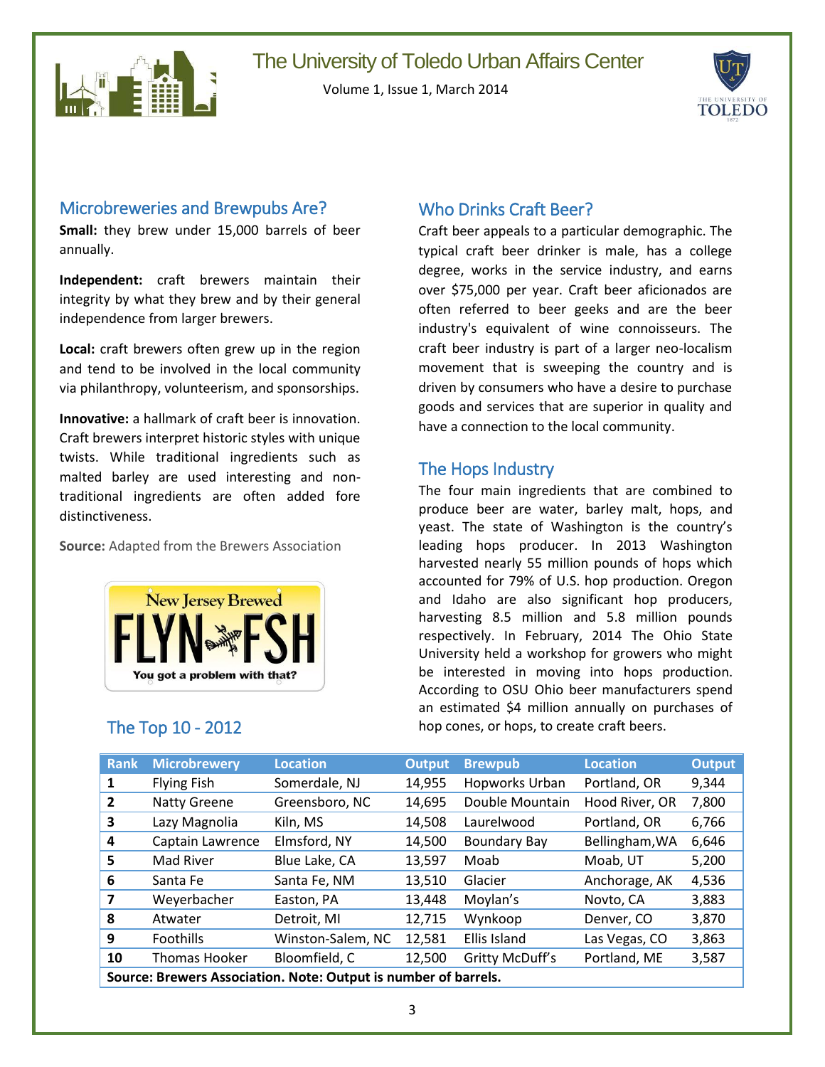## Microbreweries and Brewpubs Are?

**Small:** they brew under 15,000 barrels of beer annually.

**Independent:** craft brewers maintain their integrity by what they brew and by their general independence from larger brewers.

**Local:** craft brewers often grew up in the region and tend to be involved in the local community via philanthropy, volunteerism, and sponsorships.

**Innovative:** a hallmark of craft beer is innovation. Craft brewers interpret historic styles with unique twists. While traditional ingredients such as malted barley are used interesting and non-traditional ingredients are often added fore distinctiveness.

**Source:** Adapted from the Brewers Association

New Jersey Brewed
FLYN FSH
You got a problem with that?

## Who Drinks Craft Beer?

Craft beer appeals to a particular demographic. The typical craft beer drinker is male, has a college degree, works in the service industry, and earns over $75,000 per year. Craft beer aficionados are often referred to beer geeks and are the beer industry's equivalent of wine connoisseurs. The craft beer industry is part of a larger neo-localism movement that is sweeping the country and is driven by consumers who have a desire to purchase goods and services that are superior in quality and have a connection to the local community.

## The Hops Industry

The four main ingredients that are combined to produce beer are water, barley malt, hops, and yeast. The state of Washington is the country's leading hops producer. In 2013 Washington harvested nearly 55 million pounds of hops which accounted for 79% of U.S. hop production. Oregon and Idaho are also significant hop producers, harvesting 8.5 million and 5.8 million pounds respectively. In February, 2014 The Ohio State University held a workshop for growers who might be interested in moving into hops production. According to OSU Ohio beer manufacturers spend an estimated $4 million annually on purchases of hop cones, or hops, to create craft beers.

## The Top 10 - 2012

| Rank | Microbrewery | Location | Output | Brewpub | Location | Output |
|---|---|---|---|---|---|---|
| 1 | Flying Fish | Somerdale, NJ | 14,955 | Hopworks Urban | Portland, OR | 9,344 |
| 2 | Natty Greene | Greensboro, NC | 14,695 | Double Mountain | Hood River, OR | 7,800 |
| 3 | Lazy Magnolia | Kiln, MS | 14,508 | Laurelwood | Portland, OR | 6,766 |
| 4 | Captain Lawrence | Elmsford, NY | 14,500 | Boundary Bay | Bellingham,WA | 6,646 |
| 5 | Mad River | Blue Lake, CA | 13,597 | Moab | Moab, UT | 5,200 |
| 6 | Santa Fe | Santa Fe, NM | 13,510 | Glacier | Anchorage, AK | 4,536 |
| 7 | Weyerbacher | Easton, PA | 13,448 | Moylan's | Novto, CA | 3,883 |
| 8 | Atwater | Detroit, MI | 12,715 | Wynkoop | Denver, CO | 3,870 |
| 9 | Foothills | Winston-Salem, NC | 12,581 | Ellis Island | Las Vegas, CO | 3,863 |
| 10 | Thomas Hooker | Bloomfield, C | 12,500 | Gritty McDuff's | Portland, ME | 3,587 |

**Source: Brewers Association. Note: Output is number of barrels.**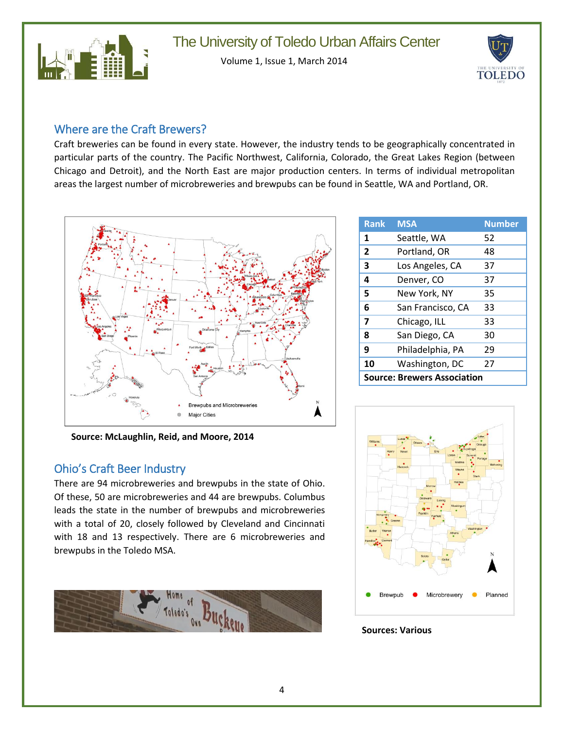## Where are the Craft Brewers?

Craft breweries can be found in every state. However, the industry tends to be geographically concentrated in particular parts of the country. The Pacific Northwest, California, Colorado, the Great Lakes Region (between Chicago and Detroit), and the North East are major production centers. In terms of individual metropolitan areas the largest number of microbreweries and brewpubs can be found in Seattle, WA and Portland, OR.

**Source: McLaughlin, Reid, and Moore, 2014**

| Rank | MSA | Number |
|---|---|---|
| 1 | Seattle, WA | 52 |
| 2 | Portland, OR | 48 |
| 3 | Los Angeles, CA | 37 |
| 4 | Denver, CO | 37 |
| 5 | New York, NY | 35 |
| 6 | San Francisco, CA | 33 |
| 7 | Chicago, ILL | 33 |
| 8 | San Diego, CA | 30 |
| 9 | Philadelphia, PA | 29 |
| 10 | Washington, DC | 27 |
| **Source: Brewers Association** | | |

## Ohio's Craft Beer Industry

There are 94 microbreweries and brewpubs in the state of Ohio. Of these, 50 are microbreweries and 44 are brewpubs. Columbus leads the state in the number of brewpubs and microbreweries with a total of 20, closely followed by Cleveland and Cincinnati with 18 and 13 respectively. There are 6 microbreweries and brewpubs in the Toledo MSA.

**Sources: Various**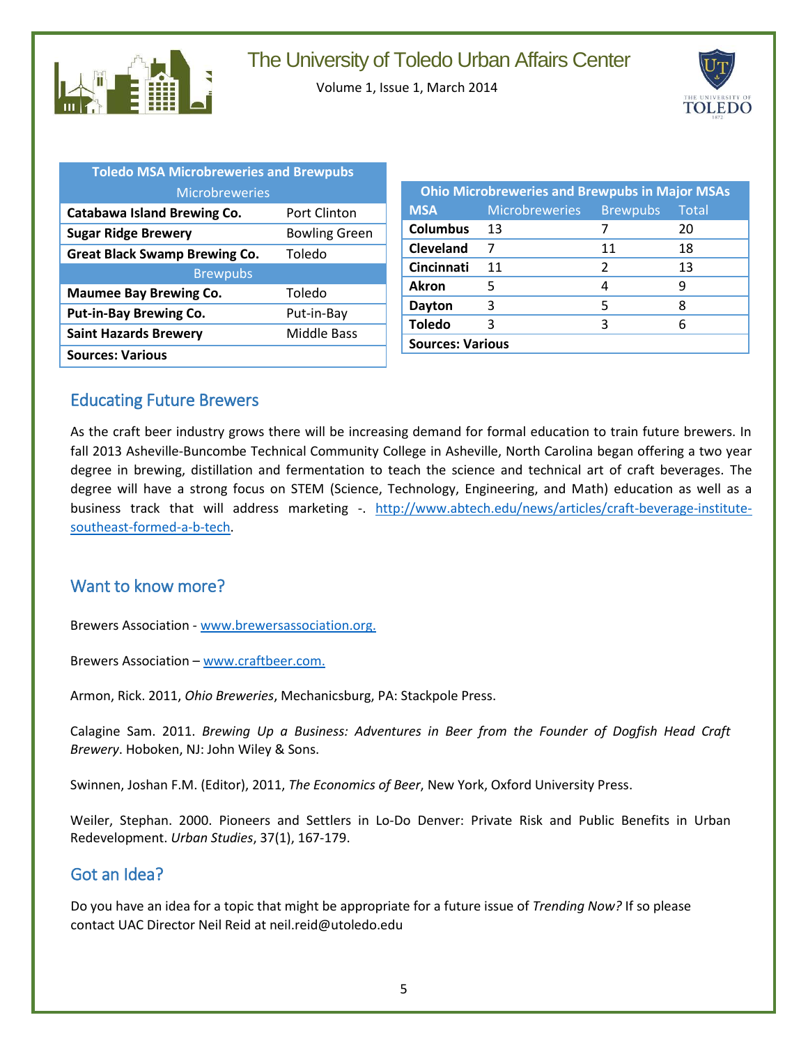| Toledo MSA Microbreweries and Brewpubs | |
|---|---|
| Microbreweries | |
| **Catabawa Island Brewing Co.** | Port Clinton |
| **Sugar Ridge Brewery** | Bowling Green |
| **Great Black Swamp Brewing Co.** | Toledo |
| Brewpubs | |
| **Maumee Bay Brewing Co.** | Toledo |
| **Put-in-Bay Brewing Co.** | Put-in-Bay |
| **Saint Hazards Brewery** | Middle Bass |
| **Sources: Various** | |

| Ohio Microbreweries and Brewpubs in Major MSAs | | | |
|---|---|---|---|
| **MSA** | Microbreweries | Brewpubs | Total |
| **Columbus** | 13 | 7 | 20 |
| **Cleveland** | 7 | 11 | 18 |
| **Cincinnati** | 11 | 2 | 13 |
| **Akron** | 5 | 4 | 9 |
| **Dayton** | 3 | 5 | 8 |
| **Toledo** | 3 | 3 | 6 |
| **Sources: Various** | | | |

## Educating Future Brewers

As the craft beer industry grows there will be increasing demand for formal education to train future brewers. In fall 2013 Asheville-Buncombe Technical Community College in Asheville, North Carolina began offering a two year degree in brewing, distillation and fermentation to teach the science and technical art of craft beverages. The degree will have a strong focus on STEM (Science, Technology, Engineering, and Math) education as well as a business track that will address marketing -. http://www.abtech.edu/news/articles/craft-beverage-institute-southeast-formed-a-b-tech.

## Want to know more?

Brewers Association - www.brewersassociation.org.

Brewers Association – www.craftbeer.com.

Armon, Rick. 2011, *Ohio Breweries*, Mechanicsburg, PA: Stackpole Press.

Calagine Sam. 2011. *Brewing Up a Business: Adventures in Beer from the Founder of Dogfish Head Craft Brewery*. Hoboken, NJ: John Wiley & Sons.

Swinnen, Joshan F.M. (Editor), 2011, *The Economics of Beer*, New York, Oxford University Press.

Weiler, Stephan. 2000. Pioneers and Settlers in Lo-Do Denver: Private Risk and Public Benefits in Urban Redevelopment. *Urban Studies*, 37(1), 167-179.

## Got an Idea?

Do you have an idea for a topic that might be appropriate for a future issue of *Trending Now?* If so please contact UAC Director Neil Reid at neil.reid@utoledo.edu